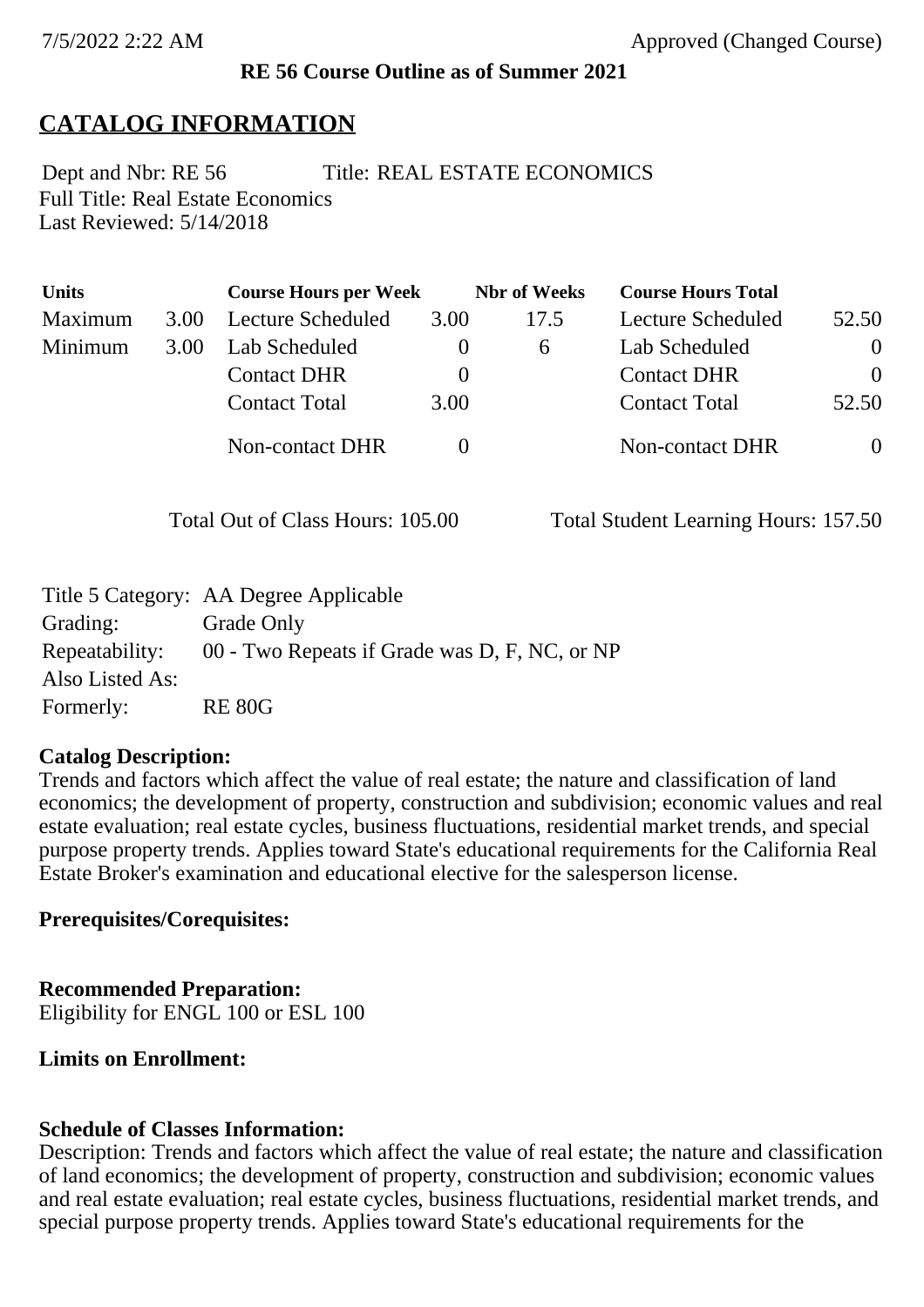**RE 56 Course Outline as of Summer 2021**

# CATALOG INFORMATION

Dept and Nbr: RE 56 Title: REAL ESTATE ECONOMICS
Full Title: Real Estate Economics
Last Reviewed: 5/14/2018

| Units | | Course Hours per Week | | Nbr of Weeks | Course Hours Total | |
|---|---|---|---|---|---|---|
| Maximum | 3.00 | Lecture Scheduled | 3.00 | 17.5 | Lecture Scheduled | 52.50 |
| Minimum | 3.00 | Lab Scheduled | 0 | 6 | Lab Scheduled | 0 |
| | | Contact DHR | 0 | | Contact DHR | 0 |
| | | Contact Total | 3.00 | | Contact Total | 52.50 |
| | | Non-contact DHR | 0 | | Non-contact DHR | 0 |

Total Out of Class Hours: 105.00 Total Student Learning Hours: 157.50

| | |
|---|---|
| Title 5 Category: | AA Degree Applicable |
| Grading: | Grade Only |
| Repeatability: | 00 - Two Repeats if Grade was D, F, NC, or NP |
| Also Listed As: | |
| Formerly: | RE 80G |

**Catalog Description:**
Trends and factors which affect the value of real estate; the nature and classification of land economics; the development of property, construction and subdivision; economic values and real estate evaluation; real estate cycles, business fluctuations, residential market trends, and special purpose property trends. Applies toward State's educational requirements for the California Real Estate Broker's examination and educational elective for the salesperson license.

**Prerequisites/Corequisites:**

**Recommended Preparation:**
Eligibility for ENGL 100 or ESL 100

**Limits on Enrollment:**

**Schedule of Classes Information:**
Description: Trends and factors which affect the value of real estate; the nature and classification of land economics; the development of property, construction and subdivision; economic values and real estate evaluation; real estate cycles, business fluctuations, residential market trends, and special purpose property trends. Applies toward State's educational requirements for the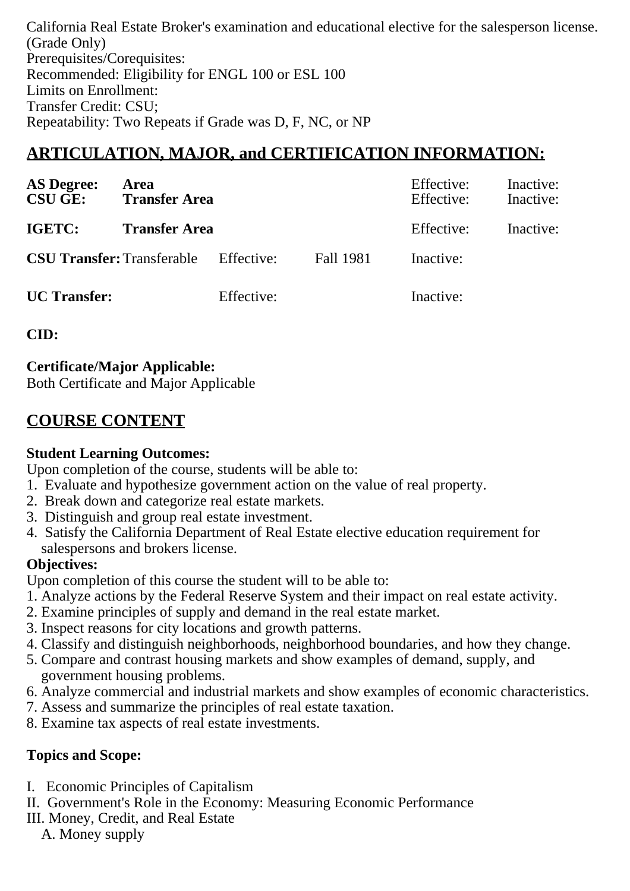California Real Estate Broker's examination and educational elective for the salesperson license. (Grade Only)
Prerequisites/Corequisites:
Recommended: Eligibility for ENGL 100 or ESL 100
Limits on Enrollment:
Transfer Credit: CSU;
Repeatability: Two Repeats if Grade was D, F, NC, or NP

## ARTICULATION, MAJOR, and CERTIFICATION INFORMATION:

| | | | | | |
|---|---|---|---|---|---|
| **AS Degree:** | **Area** | | | Effective: | Inactive: |
| **CSU GE:** | **Transfer Area** | | | Effective: | Inactive: |
| **IGETC:** | **Transfer Area** | | | Effective: | Inactive: |
| **CSU Transfer:** | Transferable | Effective: | Fall 1981 | Inactive: | |
| **UC Transfer:** | | Effective: | | Inactive: | |

**CID:**

**Certificate/Major Applicable:**
Both Certificate and Major Applicable

## COURSE CONTENT

**Student Learning Outcomes:**
Upon completion of the course, students will be able to:
1. Evaluate and hypothesize government action on the value of real property.
2. Break down and categorize real estate markets.
3. Distinguish and group real estate investment.
4. Satisfy the California Department of Real Estate elective education requirement for salespersons and brokers license.

**Objectives:**
Upon completion of this course the student will to be able to:
1. Analyze actions by the Federal Reserve System and their impact on real estate activity.
2. Examine principles of supply and demand in the real estate market.
3. Inspect reasons for city locations and growth patterns.
4. Classify and distinguish neighborhoods, neighborhood boundaries, and how they change.
5. Compare and contrast housing markets and show examples of demand, supply, and government housing problems.
6. Analyze commercial and industrial markets and show examples of economic characteristics.
7. Assess and summarize the principles of real estate taxation.
8. Examine tax aspects of real estate investments.

**Topics and Scope:**

I. Economic Principles of Capitalism
II. Government's Role in the Economy: Measuring Economic Performance
III. Money, Credit, and Real Estate
   A. Money supply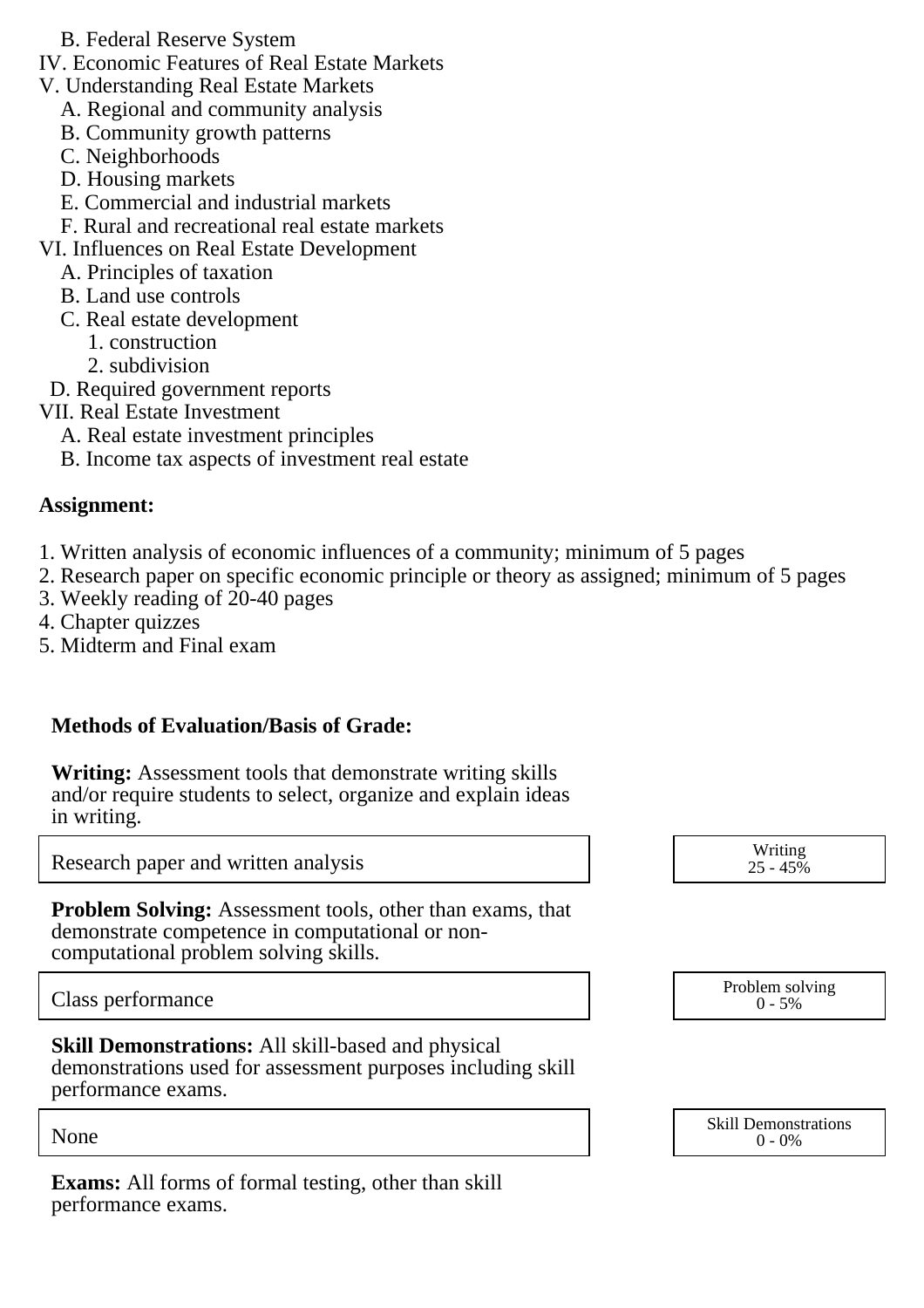B. Federal Reserve System

IV. Economic Features of Real Estate Markets

V. Understanding Real Estate Markets
   - A. Regional and community analysis
   - B. Community growth patterns
   - C. Neighborhoods
   - D. Housing markets
   - E. Commercial and industrial markets
   - F. Rural and recreational real estate markets

VI. Influences on Real Estate Development
   - A. Principles of taxation
   - B. Land use controls
   - C. Real estate development
     1. construction
     2. subdivision
   - D. Required government reports

VII. Real Estate Investment
   - A. Real estate investment principles
   - B. Income tax aspects of investment real estate

**Assignment:**

1. Written analysis of economic influences of a community; minimum of 5 pages
2. Research paper on specific economic principle or theory as assigned; minimum of 5 pages
3. Weekly reading of 20-40 pages
4. Chapter quizzes
5. Midterm and Final exam

**Methods of Evaluation/Basis of Grade:**

**Writing:** Assessment tools that demonstrate writing skills and/or require students to select, organize and explain ideas in writing.

| Research paper and written analysis | Writing<br>25 - 45% |
|---|---|

**Problem Solving:** Assessment tools, other than exams, that demonstrate competence in computational or non-computational problem solving skills.

| Class performance | Problem solving<br>0 - 5% |
|---|---|

**Skill Demonstrations:** All skill-based and physical demonstrations used for assessment purposes including skill performance exams.

| None | Skill Demonstrations<br>0 - 0% |
|---|---|

**Exams:** All forms of formal testing, other than skill performance exams.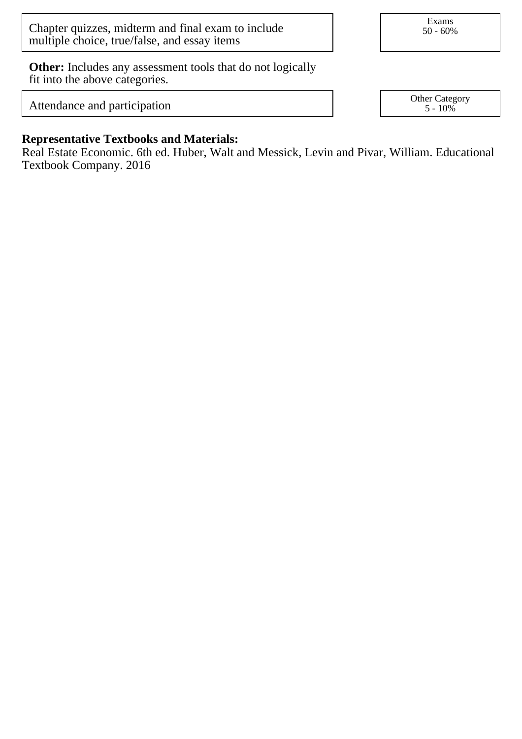| | |
|---|---|
| Chapter quizzes, midterm and final exam to include multiple choice, true/false, and essay items | Exams<br>50 - 60% |

**Other:** Includes any assessment tools that do not logically fit into the above categories.

| | |
|---|---|
| Attendance and participation | Other Category<br>5 - 10% |

**Representative Textbooks and Materials:**
Real Estate Economic. 6th ed. Huber, Walt and Messick, Levin and Pivar, William. Educational Textbook Company. 2016